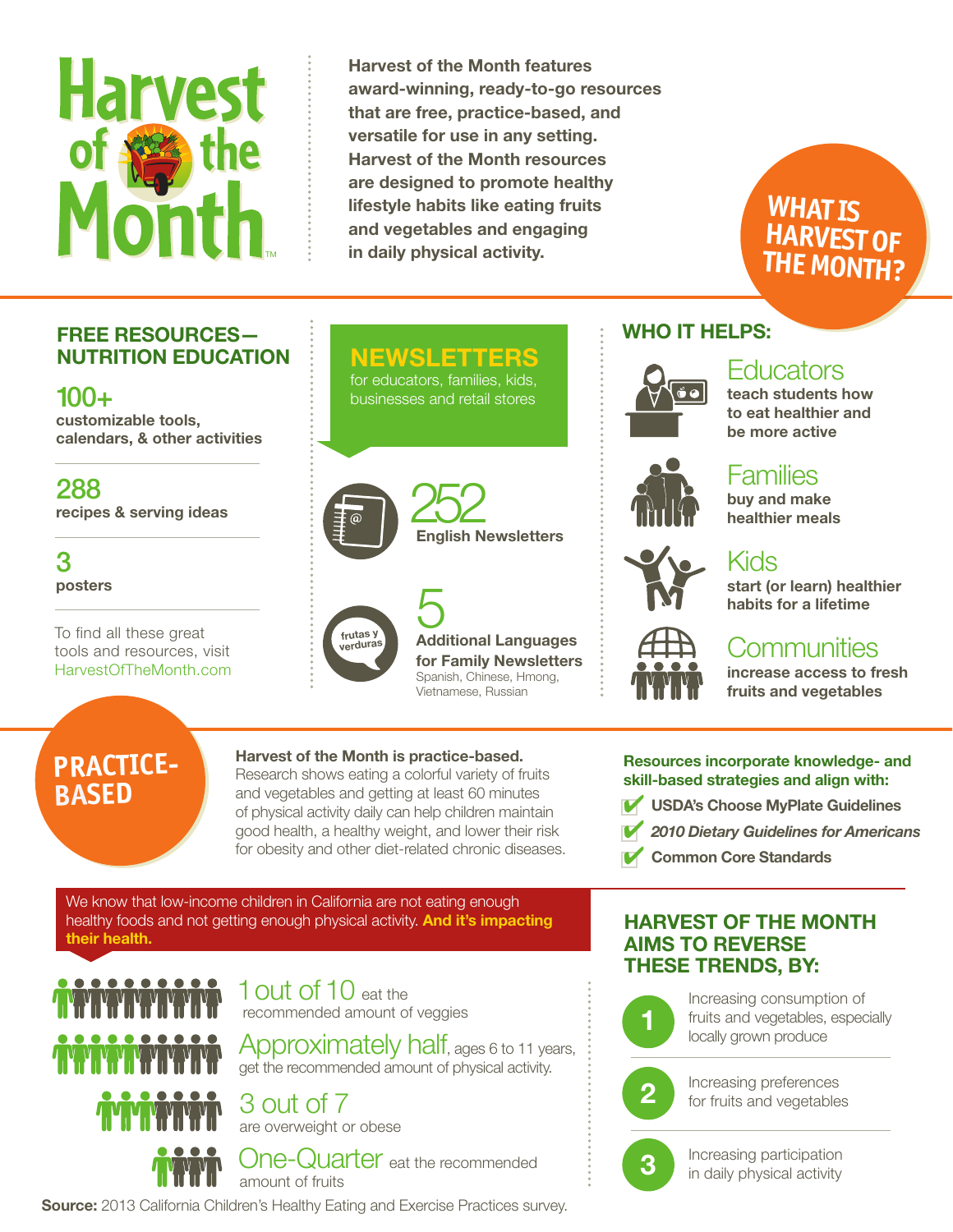# Harvest of the Month™

Harvest of the Month features award-winning, ready-to-go resources that are free, practice-based, and versatile for use in any setting. Harvest of the Month resources are designed to promote healthy lifestyle habits like eating fruits and vegetables and engaging in daily physical activity.

## WHAT IS HARVEST OF THE MONTH?

### FREE RESOURCES— NUTRITION EDUCATION

**100+**
customizable tools, calendars, & other activities

**288**
recipes & serving ideas

**3**
posters

To find all these great tools and resources, visit HarvestOfTheMonth.com

### NEWSLETTERS

for educators, families, kids, businesses and retail stores

**252**
English Newsletters

**5**
Additional Languages for Family Newsletters
Spanish, Chinese, Hmong, Vietnamese, Russian

frutas y verduras

### WHO IT HELPS:

**Educators**
teach students how to eat healthier and be more active

**Families**
buy and make healthier meals

**Kids**
start (or learn) healthier habits for a lifetime

**Communities**
increase access to fresh fruits and vegetables

## PRACTICE-BASED

**Harvest of the Month is practice-based.**
Research shows eating a colorful variety of fruits and vegetables and getting at least 60 minutes of physical activity daily can help children maintain good health, a healthy weight, and lower their risk for obesity and other diet-related chronic diseases.

**Resources incorporate knowledge- and skill-based strategies and align with:**

- ✔ USDA's Choose MyPlate Guidelines
- ✔ *2010 Dietary Guidelines for Americans*
- ✔ Common Core Standards

We know that low-income children in California are not eating enough healthy foods and not getting enough physical activity. **And it's impacting their health.**

**1 out of 10** eat the recommended amount of veggies

**Approximately half**, ages 6 to 11 years, get the recommended amount of physical activity.

**3 out of 7** are overweight or obese

**One-Quarter** eat the recommended amount of fruits

**Source:** 2013 California Children's Healthy Eating and Exercise Practices survey.

### HARVEST OF THE MONTH AIMS TO REVERSE THESE TRENDS, BY:

1. Increasing consumption of fruits and vegetables, especially locally grown produce
2. Increasing preferences for fruits and vegetables
3. Increasing participation in daily physical activity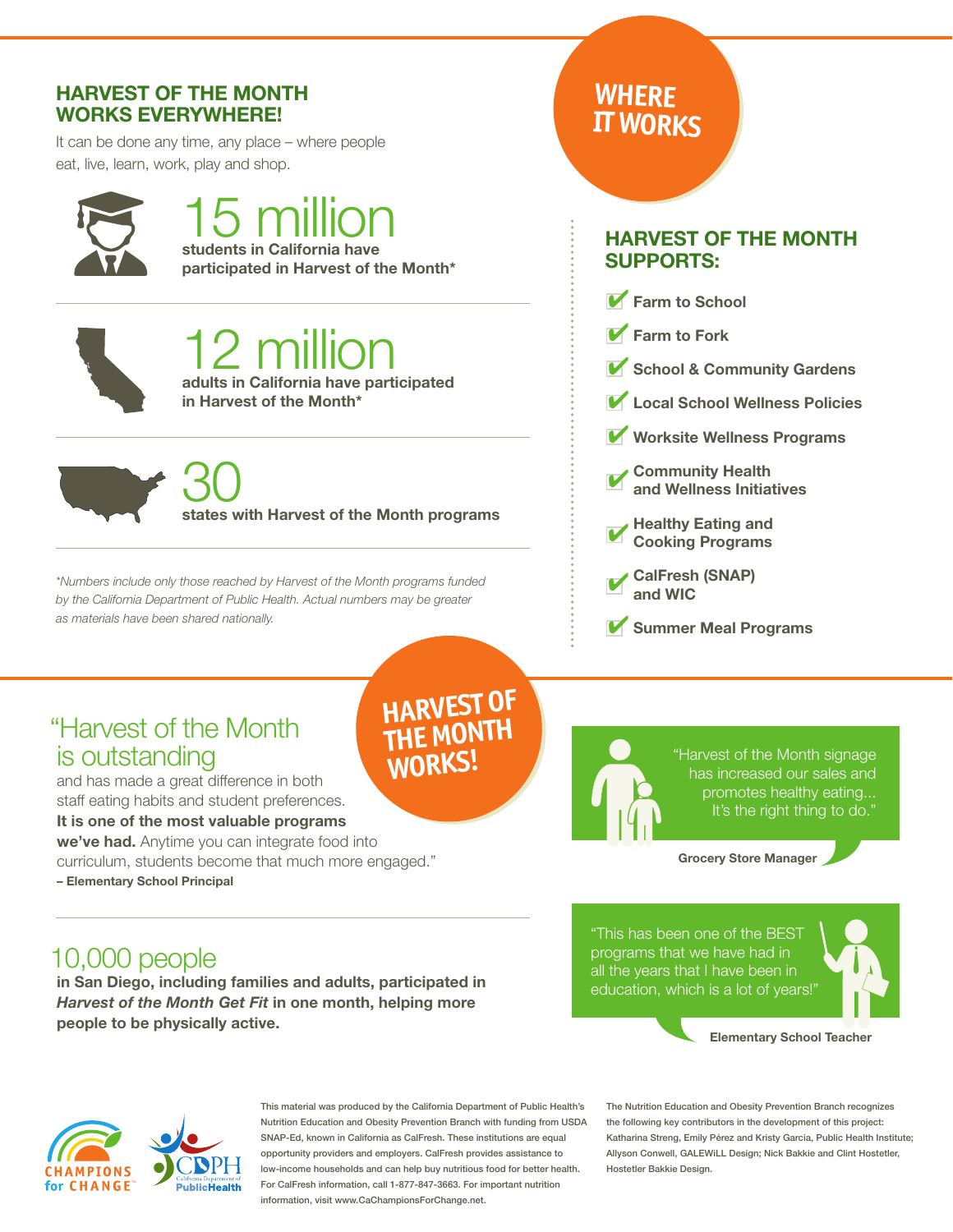## HARVEST OF THE MONTH WORKS EVERYWHERE!

It can be done any time, any place – where people eat, live, learn, work, play and shop.

**15 million**
**students in California have participated in Harvest of the Month***

**12 million**
**adults in California have participated in Harvest of the Month***

**30**
**states with Harvest of the Month programs**

*\*Numbers include only those reached by Harvest of the Month programs funded by the California Department of Public Health. Actual numbers may be greater as materials have been shared nationally.*

## WHERE IT WORKS

### HARVEST OF THE MONTH SUPPORTS:

- ✔ Farm to School
- ✔ Farm to Fork
- ✔ School & Community Gardens
- ✔ Local School Wellness Policies
- ✔ Worksite Wellness Programs
- ✔ Community Health and Wellness Initiatives
- ✔ Healthy Eating and Cooking Programs
- ✔ CalFresh (SNAP) and WIC
- ✔ Summer Meal Programs

## HARVEST OF THE MONTH WORKS!

"Harvest of the Month is outstanding and has made a great difference in both staff eating habits and student preferences. **It is one of the most valuable programs we've had.** Anytime you can integrate food into curriculum, students become that much more engaged."
**– Elementary School Principal**

"Harvest of the Month signage has increased our sales and promotes healthy eating... It's the right thing to do."
**Grocery Store Manager**

**10,000 people**
**in San Diego, including families and adults, participated in *Harvest of the Month Get Fit* in one month, helping more people to be physically active.**

"This has been one of the BEST programs that we have had in all the years that I have been in education, which is a lot of years!"
**Elementary School Teacher**

CHAMPIONS for CHANGE™

CDPH California Department of Public Health

This material was produced by the California Department of Public Health's Nutrition Education and Obesity Prevention Branch with funding from USDA SNAP-Ed, known in California as CalFresh. These institutions are equal opportunity providers and employers. CalFresh provides assistance to low-income households and can help buy nutritious food for better health. For CalFresh information, call 1-877-847-3663. For important nutrition information, visit www.CaChampionsForChange.net.

The Nutrition Education and Obesity Prevention Branch recognizes the following key contributors in the development of this project: Katharina Streng, Emily Pérez and Kristy Garcia, Public Health Institute; Allyson Conwell, GALEWiLL Design; Nick Bakkie and Clint Hostetler, Hostetler Bakkie Design.